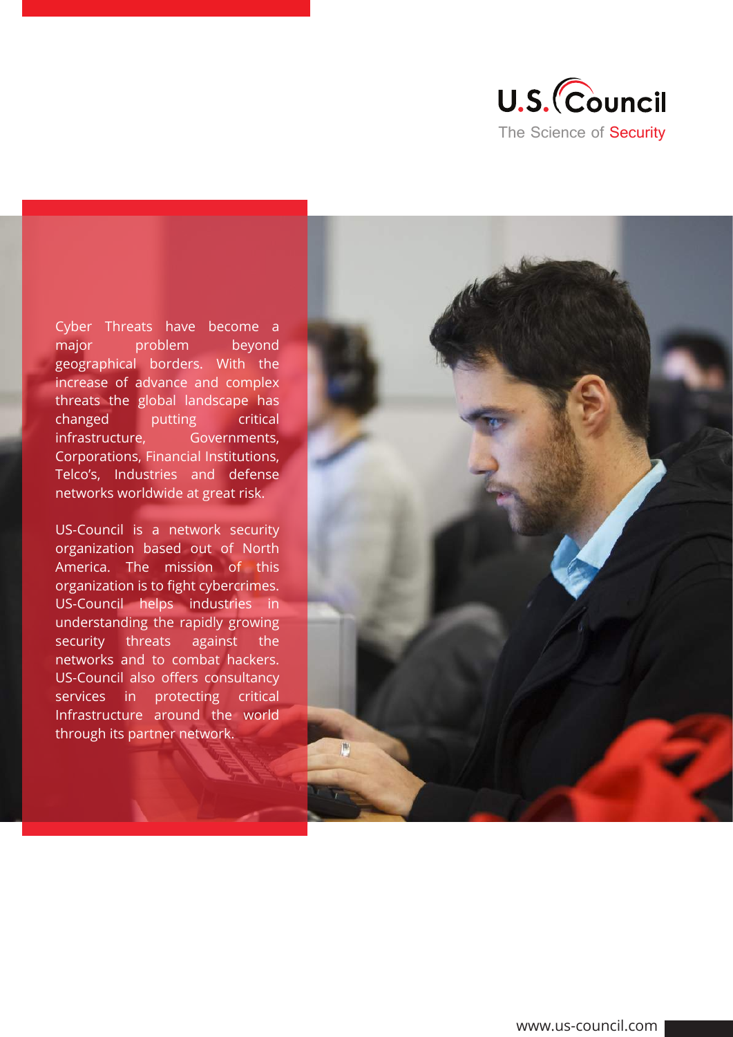# U.S. Council

The Science of Security

Cyber Threats have become a major problem beyond geographical borders. With the increase of advance and complex threats the global landscape has changed putting critical infrastructure, Governments, Corporations, Financial Institutions, Telco's, Industries and defense networks worldwide at great risk.

US-Council is a network security organization based out of North America. The mission of this organization is to fight cybercrimes. US-Council helps industries in understanding the rapidly growing security threats against the networks and to combat hackers. US-Council also offers consultancy services in protecting critical Infrastructure around the world through its partner network.

www.us-council.com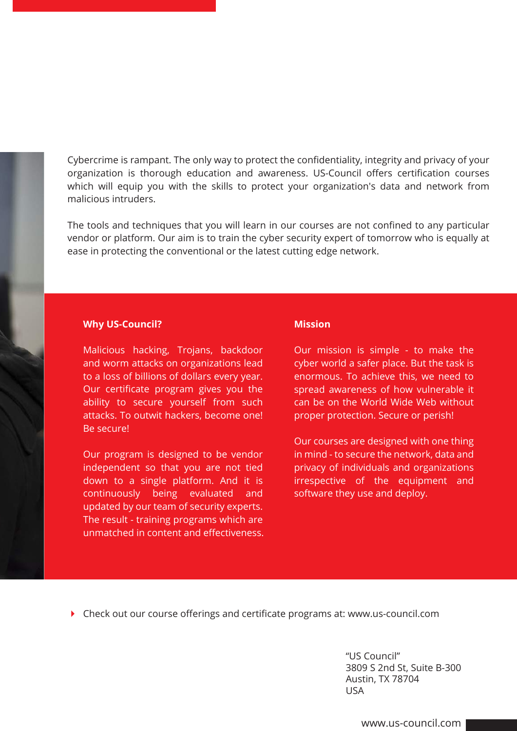Cybercrime is rampant. The only way to protect the confidentiality, integrity and privacy of your organization is thorough education and awareness. US-Council offers certification courses which will equip you with the skills to protect your organization's data and network from malicious intruders.

The tools and techniques that you will learn in our courses are not confined to any particular vendor or platform. Our aim is to train the cyber security expert of tomorrow who is equally at ease in protecting the conventional or the latest cutting edge network.

**Why US-Council?**

Malicious hacking, Trojans, backdoor and worm attacks on organizations lead to a loss of billions of dollars every year. Our certificate program gives you the ability to secure yourself from such attacks. To outwit hackers, become one! Be secure!

Our program is designed to be vendor independent so that you are not tied down to a single platform. And it is continuously being evaluated and updated by our team of security experts. The result - training programs which are unmatched in content and effectiveness.

**Mission**

Our mission is simple - to make the cyber world a safer place. But the task is enormous. To achieve this, we need to spread awareness of how vulnerable it can be on the World Wide Web without proper protection. Secure or perish!

Our courses are designed with one thing in mind - to secure the network, data and privacy of individuals and organizations irrespective of the equipment and software they use and deploy.

- Check out our course offerings and certificate programs at: www.us-council.com

"US Council"
3809 S 2nd St, Suite B-300
Austin, TX 78704
USA

www.us-council.com